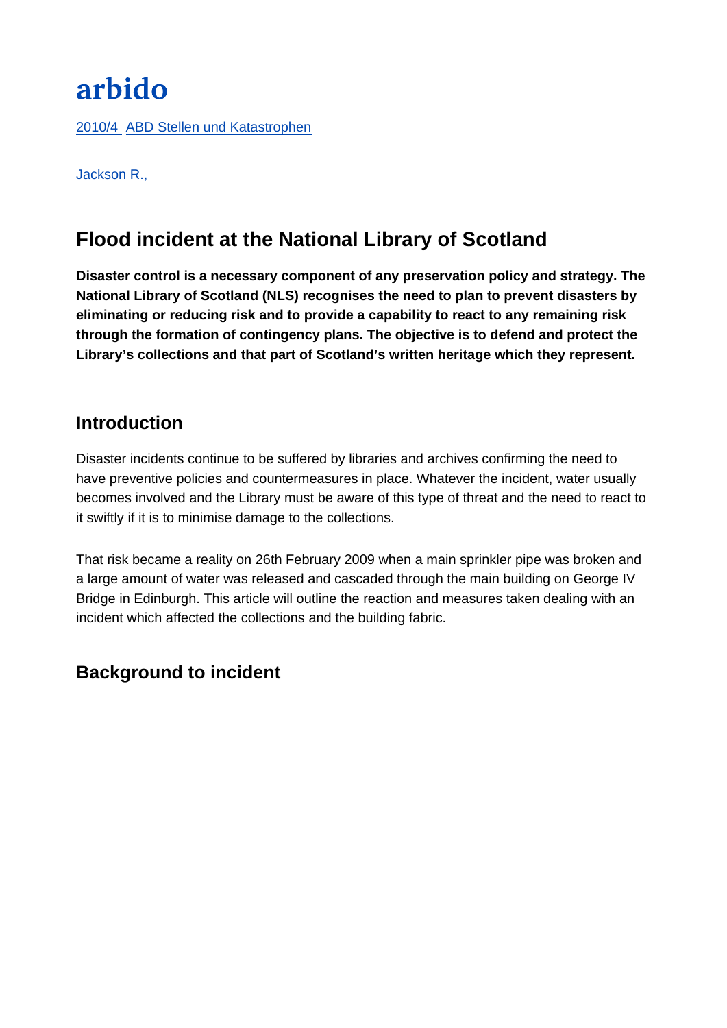# arbido

2010/4 ABD Stellen und Katastrophen

Jackson R.,

## Flood incident at the National Library of Scotland

**Disaster control is a necessary component of any preservation policy and strategy. The National Library of Scotland (NLS) recognises the need to plan to prevent disasters by eliminating or reducing risk and to provide a capability to react to any remaining risk through the formation of contingency plans. The objective is to defend and protect the Library's collections and that part of Scotland's written heritage which they represent.**

### Introduction

Disaster incidents continue to be suffered by libraries and archives confirming the need to have preventive policies and countermeasures in place. Whatever the incident, water usually becomes involved and the Library must be aware of this type of threat and the need to react to it swiftly if it is to minimise damage to the collections.

That risk became a reality on 26th February 2009 when a main sprinkler pipe was broken and a large amount of water was released and cascaded through the main building on George IV Bridge in Edinburgh. This article will outline the reaction and measures taken dealing with an incident which affected the collections and the building fabric.

### Background to incident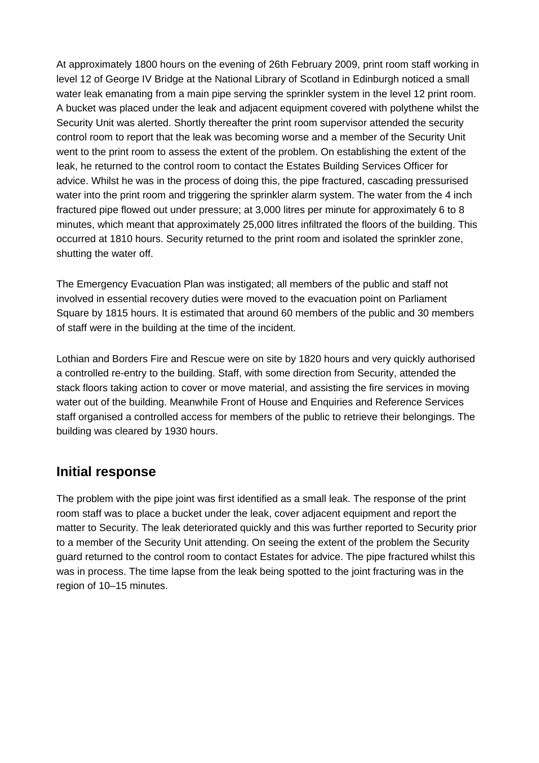At approximately 1800 hours on the evening of 26th February 2009, print room staff working in level 12 of George IV Bridge at the National Library of Scotland in Edinburgh noticed a small water leak emanating from a main pipe serving the sprinkler system in the level 12 print room. A bucket was placed under the leak and adjacent equipment covered with polythene whilst the Security Unit was alerted. Shortly thereafter the print room supervisor attended the security control room to report that the leak was becoming worse and a member of the Security Unit went to the print room to assess the extent of the problem. On establishing the extent of the leak, he returned to the control room to contact the Estates Building Services Officer for advice. Whilst he was in the process of doing this, the pipe fractured, cascading pressurised water into the print room and triggering the sprinkler alarm system. The water from the 4 inch fractured pipe flowed out under pressure; at 3,000 litres per minute for approximately 6 to 8 minutes, which meant that approximately 25,000 litres infiltrated the floors of the building. This occurred at 1810 hours. Security returned to the print room and isolated the sprinkler zone, shutting the water off.

The Emergency Evacuation Plan was instigated; all members of the public and staff not involved in essential recovery duties were moved to the evacuation point on Parliament Square by 1815 hours. It is estimated that around 60 members of the public and 30 members of staff were in the building at the time of the incident.

Lothian and Borders Fire and Rescue were on site by 1820 hours and very quickly authorised a controlled re-entry to the building. Staff, with some direction from Security, attended the stack floors taking action to cover or move material, and assisting the fire services in moving water out of the building. Meanwhile Front of House and Enquiries and Reference Services staff organised a controlled access for members of the public to retrieve their belongings. The building was cleared by 1930 hours.

## Initial response

The problem with the pipe joint was first identified as a small leak. The response of the print room staff was to place a bucket under the leak, cover adjacent equipment and report the matter to Security. The leak deteriorated quickly and this was further reported to Security prior to a member of the Security Unit attending. On seeing the extent of the problem the Security guard returned to the control room to contact Estates for advice. The pipe fractured whilst this was in process. The time lapse from the leak being spotted to the joint fracturing was in the region of 10–15 minutes.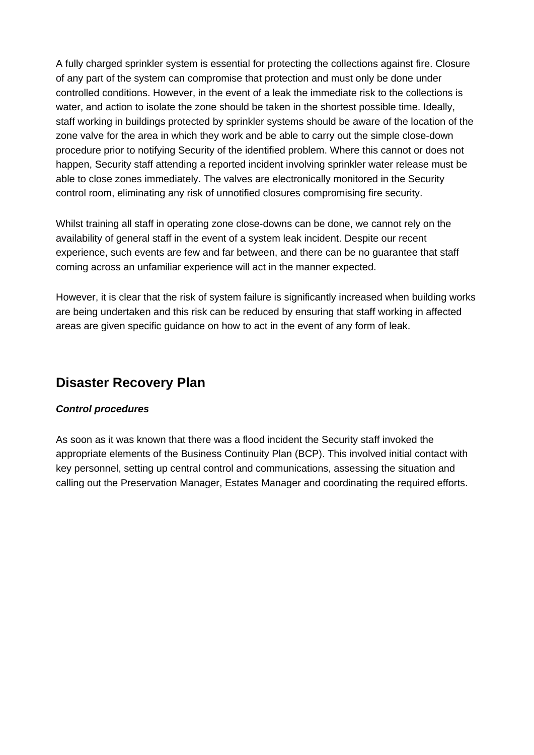A fully charged sprinkler system is essential for protecting the collections against fire. Closure of any part of the system can compromise that protection and must only be done under controlled conditions. However, in the event of a leak the immediate risk to the collections is water, and action to isolate the zone should be taken in the shortest possible time. Ideally, staff working in buildings protected by sprinkler systems should be aware of the location of the zone valve for the area in which they work and be able to carry out the simple close-down procedure prior to notifying Security of the identified problem. Where this cannot or does not happen, Security staff attending a reported incident involving sprinkler water release must be able to close zones immediately. The valves are electronically monitored in the Security control room, eliminating any risk of unnotified closures compromising fire security.

Whilst training all staff in operating zone close-downs can be done, we cannot rely on the availability of general staff in the event of a system leak incident. Despite our recent experience, such events are few and far between, and there can be no guarantee that staff coming across an unfamiliar experience will act in the manner expected.

However, it is clear that the risk of system failure is significantly increased when building works are being undertaken and this risk can be reduced by ensuring that staff working in affected areas are given specific guidance on how to act in the event of any form of leak.

## Disaster Recovery Plan

***Control procedures***

As soon as it was known that there was a flood incident the Security staff invoked the appropriate elements of the Business Continuity Plan (BCP). This involved initial contact with key personnel, setting up central control and communications, assessing the situation and calling out the Preservation Manager, Estates Manager and coordinating the required efforts.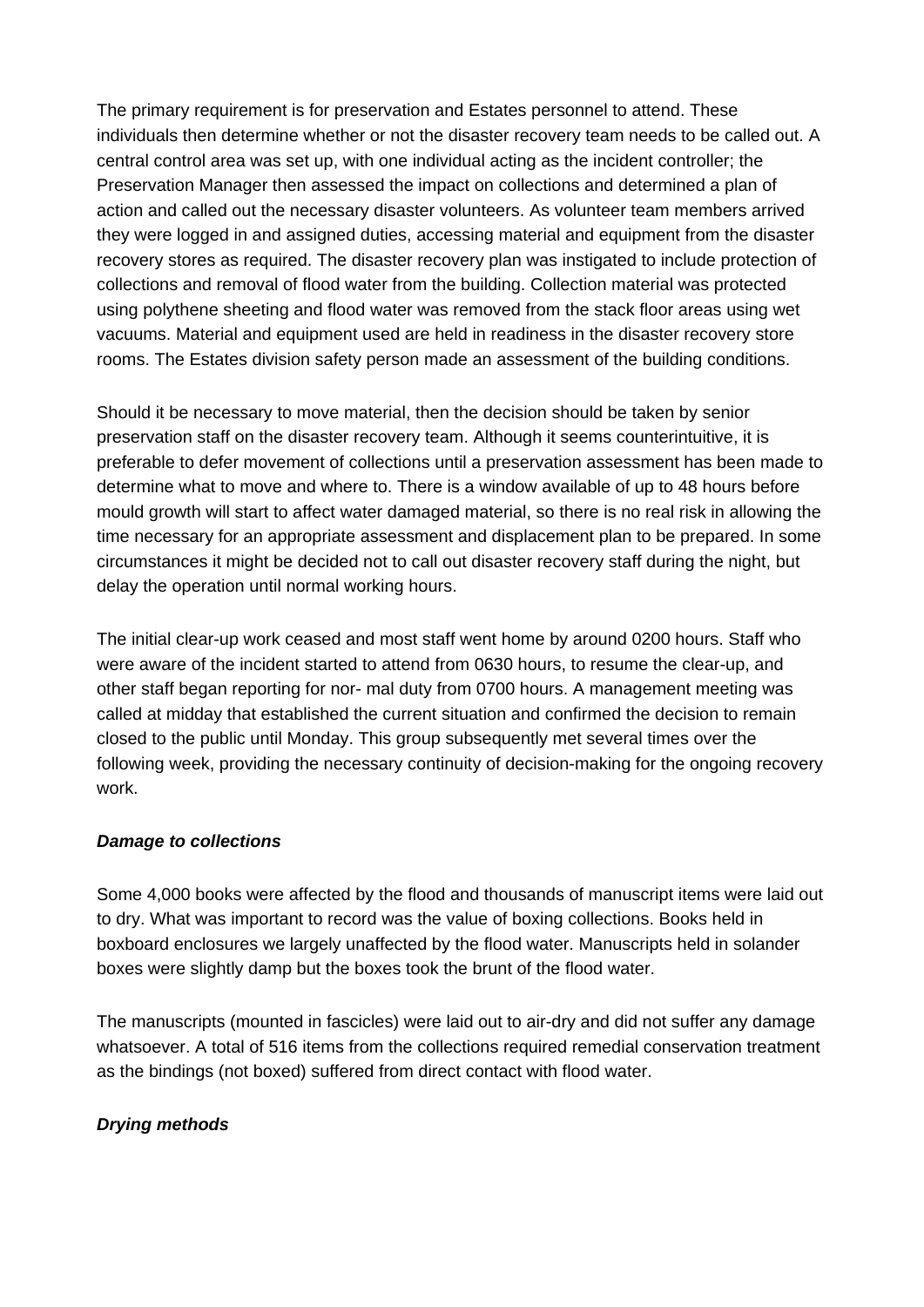The primary requirement is for preservation and Estates personnel to attend. These individuals then determine whether or not the disaster recovery team needs to be called out. A central control area was set up, with one individual acting as the incident controller; the Preservation Manager then assessed the impact on collections and determined a plan of action and called out the necessary disaster volunteers. As volunteer team members arrived they were logged in and assigned duties, accessing material and equipment from the disaster recovery stores as required. The disaster recovery plan was instigated to include protection of collections and removal of flood water from the building. Collection material was protected using polythene sheeting and flood water was removed from the stack floor areas using wet vacuums. Material and equipment used are held in readiness in the disaster recovery store rooms. The Estates division safety person made an assessment of the building conditions.

Should it be necessary to move material, then the decision should be taken by senior preservation staff on the disaster recovery team. Although it seems counterintuitive, it is preferable to defer movement of collections until a preservation assessment has been made to determine what to move and where to. There is a window available of up to 48 hours before mould growth will start to affect water damaged material, so there is no real risk in allowing the time necessary for an appropriate assessment and displacement plan to be prepared. In some circumstances it might be decided not to call out disaster recovery staff during the night, but delay the operation until normal working hours.

The initial clear-up work ceased and most staff went home by around 0200 hours. Staff who were aware of the incident started to attend from 0630 hours, to resume the clear-up, and other staff began reporting for nor- mal duty from 0700 hours. A management meeting was called at midday that established the current situation and confirmed the decision to remain closed to the public until Monday. This group subsequently met several times over the following week, providing the necessary continuity of decision-making for the ongoing recovery work.

### *Damage to collections*

Some 4,000 books were affected by the flood and thousands of manuscript items were laid out to dry. What was important to record was the value of boxing collections. Books held in boxboard enclosures we largely unaffected by the flood water. Manuscripts held in solander boxes were slightly damp but the boxes took the brunt of the flood water.

The manuscripts (mounted in fascicles) were laid out to air-dry and did not suffer any damage whatsoever. A total of 516 items from the collections required remedial conservation treatment as the bindings (not boxed) suffered from direct contact with flood water.

### *Drying methods*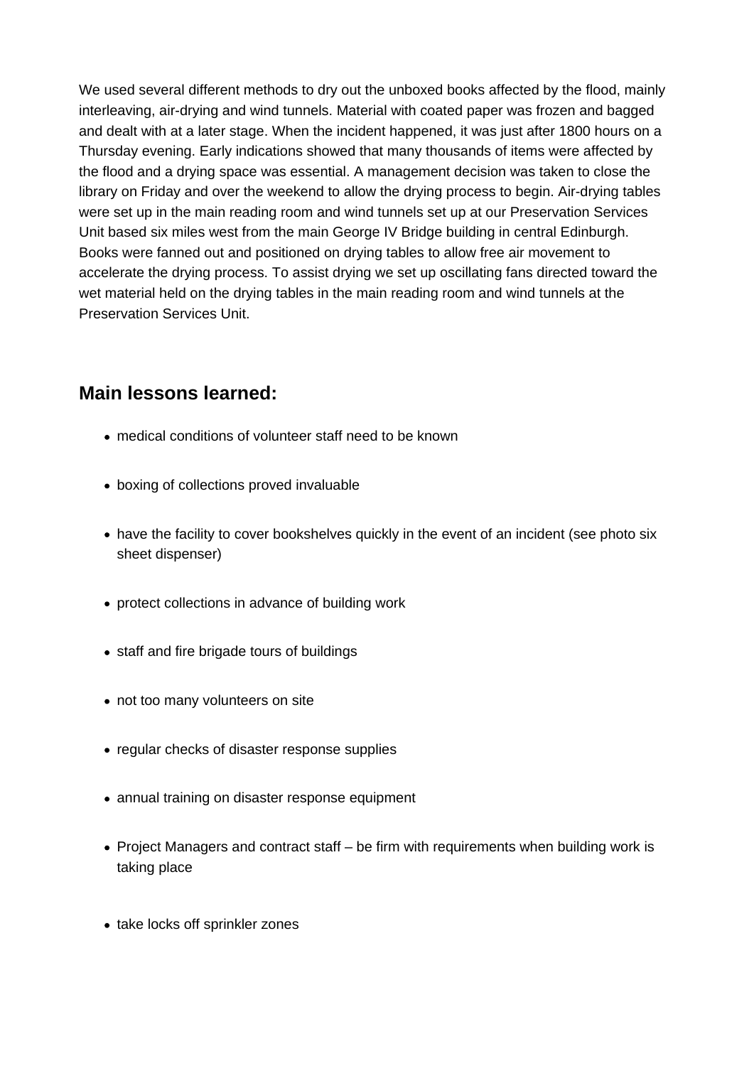We used several different methods to dry out the unboxed books affected by the flood, mainly interleaving, air-drying and wind tunnels. Material with coated paper was frozen and bagged and dealt with at a later stage. When the incident happened, it was just after 1800 hours on a Thursday evening. Early indications showed that many thousands of items were affected by the flood and a drying space was essential. A management decision was taken to close the library on Friday and over the weekend to allow the drying process to begin. Air-drying tables were set up in the main reading room and wind tunnels set up at our Preservation Services Unit based six miles west from the main George IV Bridge building in central Edinburgh. Books were fanned out and positioned on drying tables to allow free air movement to accelerate the drying process. To assist drying we set up oscillating fans directed toward the wet material held on the drying tables in the main reading room and wind tunnels at the Preservation Services Unit.

## Main lessons learned:

- medical conditions of volunteer staff need to be known
- boxing of collections proved invaluable
- have the facility to cover bookshelves quickly in the event of an incident (see photo six sheet dispenser)
- protect collections in advance of building work
- staff and fire brigade tours of buildings
- not too many volunteers on site
- regular checks of disaster response supplies
- annual training on disaster response equipment
- Project Managers and contract staff – be firm with requirements when building work is taking place
- take locks off sprinkler zones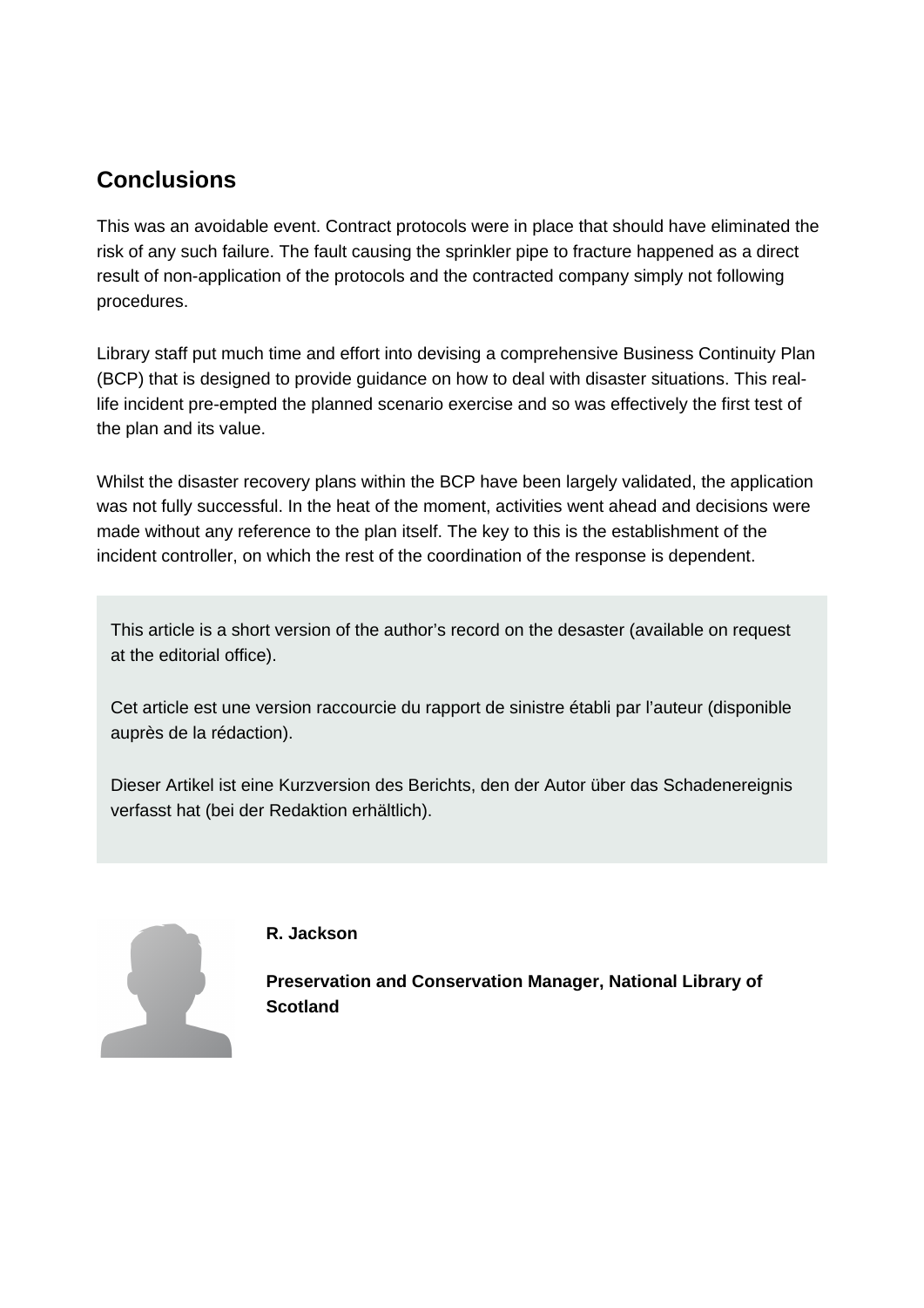## Conclusions

This was an avoidable event. Contract protocols were in place that should have eliminated the risk of any such failure. The fault causing the sprinkler pipe to fracture happened as a direct result of non-application of the protocols and the contracted company simply not following procedures.

Library staff put much time and effort into devising a comprehensive Business Continuity Plan (BCP) that is designed to provide guidance on how to deal with disaster situations. This real-life incident pre-empted the planned scenario exercise and so was effectively the first test of the plan and its value.

Whilst the disaster recovery plans within the BCP have been largely validated, the application was not fully successful. In the heat of the moment, activities went ahead and decisions were made without any reference to the plan itself. The key to this is the establishment of the incident controller, on which the rest of the coordination of the response is dependent.

This article is a short version of the author's record on the desaster (available on request at the editorial office).

Cet article est une version raccourcie du rapport de sinistre établi par l'auteur (disponible auprès de la rédaction).

Dieser Artikel ist eine Kurzversion des Berichts, den der Autor über das Schadenereignis verfasst hat (bei der Redaktion erhältlich).

**R. Jackson**

**Preservation and Conservation Manager, National Library of Scotland**